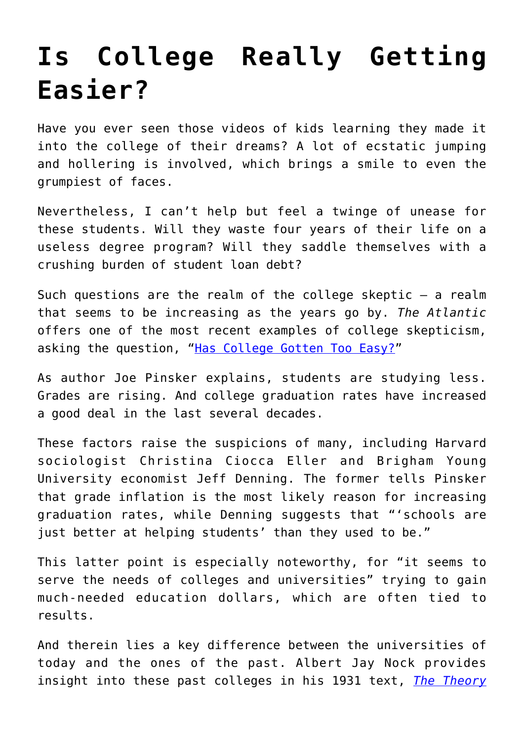# Is College Really Getting Easier?

Have you ever seen those videos of kids learning they made it into the college of their dreams? A lot of ecstatic jumping and hollering is involved, which brings a smile to even the grumpiest of faces.

Nevertheless, I can't help but feel a twinge of unease for these students. Will they waste four years of their life on a useless degree program? Will they saddle themselves with a crushing burden of student loan debt?

Such questions are the realm of the college skeptic – a realm that seems to be increasing as the years go by. *The Atlantic* offers one of the most recent examples of college skepticism, asking the question, "[Has College Gotten Too Easy?](#)"

As author Joe Pinsker explains, students are studying less. Grades are rising. And college graduation rates have increased a good deal in the last several decades.

These factors raise the suspicions of many, including Harvard sociologist Christina Ciocca Eller and Brigham Young University economist Jeff Denning. The former tells Pinsker that grade inflation is the most likely reason for increasing graduation rates, while Denning suggests that "'schools are just better at helping students' than they used to be."

This latter point is especially noteworthy, for "it seems to serve the needs of colleges and universities" trying to gain much-needed education dollars, which are often tied to results.

And therein lies a key difference between the universities of today and the ones of the past. Albert Jay Nock provides insight into these past colleges in his 1931 text, *[The Theory](#)*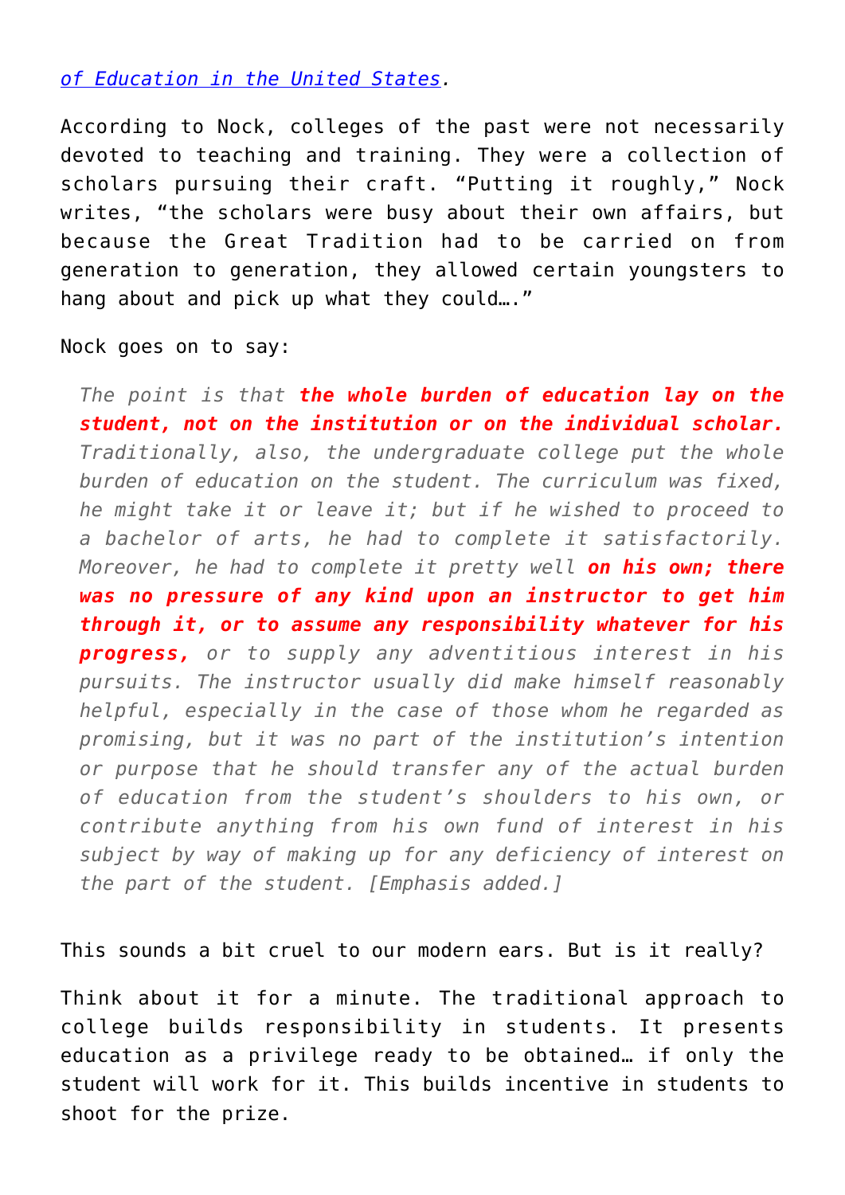*of Education in the United States*.

According to Nock, colleges of the past were not necessarily devoted to teaching and training. They were a collection of scholars pursuing their craft. “Putting it roughly,” Nock writes, “the scholars were busy about their own affairs, but because the Great Tradition had to be carried on from generation to generation, they allowed certain youngsters to hang about and pick up what they could….”

Nock goes on to say:

> *The point is that **the whole burden of education lay on the student, not on the institution or on the individual scholar.** Traditionally, also, the undergraduate college put the whole burden of education on the student. The curriculum was fixed, he might take it or leave it; but if he wished to proceed to a bachelor of arts, he had to complete it satisfactorily. Moreover, he had to complete it pretty well **on his own; there was no pressure of any kind upon an instructor to get him through it, or to assume any responsibility whatever for his progress,** or to supply any adventitious interest in his pursuits. The instructor usually did make himself reasonably helpful, especially in the case of those whom he regarded as promising, but it was no part of the institution’s intention or purpose that he should transfer any of the actual burden of education from the student’s shoulders to his own, or contribute anything from his own fund of interest in his subject by way of making up for any deficiency of interest on the part of the student. [Emphasis added.]*

This sounds a bit cruel to our modern ears. But is it really?

Think about it for a minute. The traditional approach to college builds responsibility in students. It presents education as a privilege ready to be obtained… if only the student will work for it. This builds incentive in students to shoot for the prize.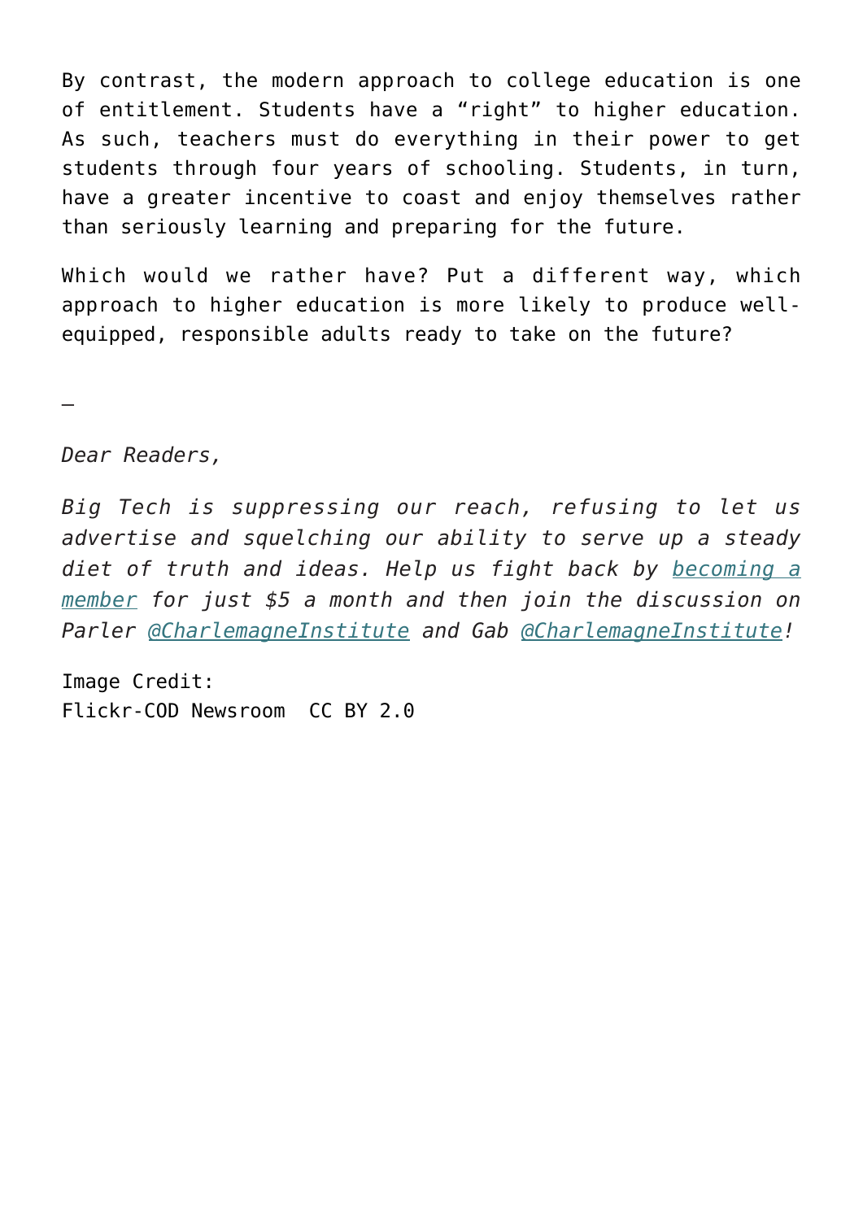By contrast, the modern approach to college education is one of entitlement. Students have a “right” to higher education. As such, teachers must do everything in their power to get students through four years of schooling. Students, in turn, have a greater incentive to coast and enjoy themselves rather than seriously learning and preparing for the future.

Which would we rather have? Put a different way, which approach to higher education is more likely to produce well-equipped, responsible adults ready to take on the future?

—

*Dear Readers,*

*Big Tech is suppressing our reach, refusing to let us advertise and squelching our ability to serve up a steady diet of truth and ideas. Help us fight back by [becoming a member] for just $5 a month and then join the discussion on Parler [@CharlemagneInstitute] and Gab [@CharlemagneInstitute]!*

Image Credit:
Flickr-COD Newsroom CC BY 2.0